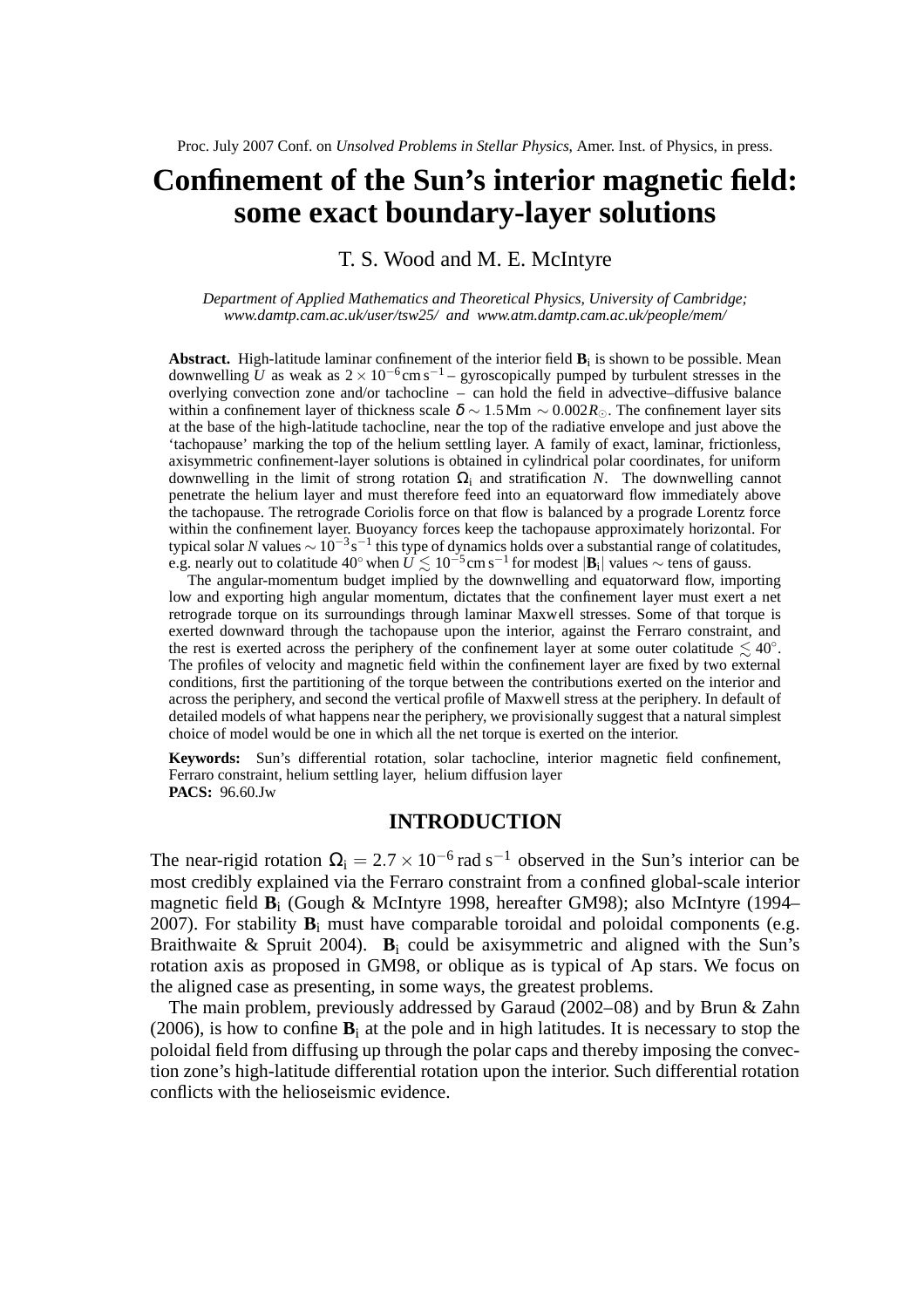Proc. July 2007 Conf. on *Unsolved Problems in Stellar Physics*, Amer. Inst. of Physics, in press.

# Confinement of the Sun's interior magnetic field: some exact boundary-layer solutions

T. S. Wood and M. E. McIntyre

*Department of Applied Mathematics and Theoretical Physics, University of Cambridge; www.damtp.cam.ac.uk/user/tsw25/ and www.atm.damtp.cam.ac.uk/people/mem/*

**Abstract.** High-latitude laminar confinement of the interior field $\mathbf{B}_\mathrm{i}$ is shown to be possible. Mean downwelling $U$ as weak as $2\times10^{-6}\,\mathrm{cm\,s^{-1}}$ – gyroscopically pumped by turbulent stresses in the overlying convection zone and/or tachocline – can hold the field in advective–diffusive balance within a confinement layer of thickness scale $\delta \sim 1.5\,\mathrm{Mm} \sim 0.002R_\odot$. The confinement layer sits at the base of the high-latitude tachocline, near the top of the radiative envelope and just above the 'tachopause' marking the top of the helium settling layer. A family of exact, laminar, frictionless, axisymmetric confinement-layer solutions is obtained in cylindrical polar coordinates, for uniform downwelling in the limit of strong rotation $\Omega_\mathrm{i}$ and stratification $N$. The downwelling cannot penetrate the helium layer and must therefore feed into an equatorward flow immediately above the tachopause. The retrograde Coriolis force on that flow is balanced by a prograde Lorentz force within the confinement layer. Buoyancy forces keep the tachopause approximately horizontal. For typical solar $N$ values $\sim 10^{-3}\,\mathrm{s^{-1}}$ this type of dynamics holds over a substantial range of colatitudes, e.g. nearly out to colatitude $40^\circ$ when $U \lesssim 10^{-5}\,\mathrm{cm\,s^{-1}}$ for modest $|\mathbf{B}_\mathrm{i}|$ values $\sim$ tens of gauss.

The angular-momentum budget implied by the downwelling and equatorward flow, importing low and exporting high angular momentum, dictates that the confinement layer must exert a net retrograde torque on its surroundings through laminar Maxwell stresses. Some of that torque is exerted downward through the tachopause upon the interior, against the Ferraro constraint, and the rest is exerted across the periphery of the confinement layer at some outer colatitude $\lesssim 40^\circ$. The profiles of velocity and magnetic field within the confinement layer are fixed by two external conditions, first the partitioning of the torque between the contributions exerted on the interior and across the periphery, and second the vertical profile of Maxwell stress at the periphery. In default of detailed models of what happens near the periphery, we provisionally suggest that a natural simplest choice of model would be one in which all the net torque is exerted on the interior.

**Keywords:** Sun's differential rotation, solar tachocline, interior magnetic field confinement, Ferraro constraint, helium settling layer, helium diffusion layer
**PACS:** 96.60.Jw

## INTRODUCTION

The near-rigid rotation $\Omega_\mathrm{i} = 2.7\times10^{-6}\,\mathrm{rad\,s^{-1}}$ observed in the Sun's interior can be most credibly explained via the Ferraro constraint from a confined global-scale interior magnetic field $\mathbf{B}_\mathrm{i}$ (Gough & McIntyre 1998, hereafter GM98); also McIntyre (1994–2007). For stability $\mathbf{B}_\mathrm{i}$ must have comparable toroidal and poloidal components (e.g. Braithwaite & Spruit 2004). $\mathbf{B}_\mathrm{i}$ could be axisymmetric and aligned with the Sun's rotation axis as proposed in GM98, or oblique as is typical of Ap stars. We focus on the aligned case as presenting, in some ways, the greatest problems.

The main problem, previously addressed by Garaud (2002–08) and by Brun & Zahn (2006), is how to confine $\mathbf{B}_\mathrm{i}$ at the pole and in high latitudes. It is necessary to stop the poloidal field from diffusing up through the polar caps and thereby imposing the convection zone's high-latitude differential rotation upon the interior. Such differential rotation conflicts with the helioseismic evidence.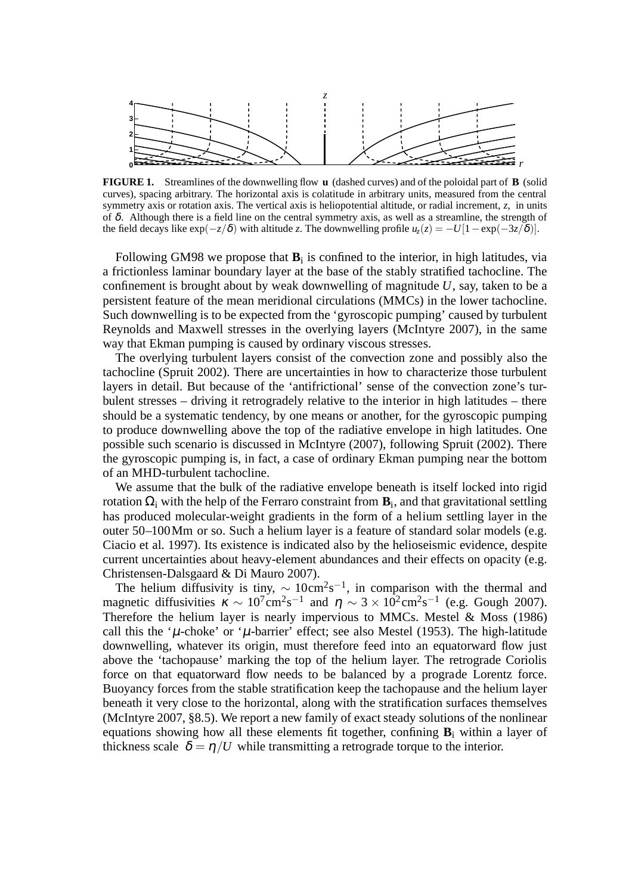**FIGURE 1.** Streamlines of the downwelling flow $\mathbf{u}$ (dashed curves) and of the poloidal part of $\mathbf{B}$ (solid curves), spacing arbitrary. The horizontal axis is colatitude in arbitrary units, measured from the central symmetry axis or rotation axis. The vertical axis is heliopotential altitude, or radial increment, $z$, in units of $\delta$. Although there is a field line on the central symmetry axis, as well as a streamline, the strength of the field decays like $\exp(-z/\delta)$ with altitude $z$. The downwelling profile $u_z(z) = -U[1-\exp(-3z/\delta)]$.

Following GM98 we propose that $\mathbf{B}_\mathrm{i}$ is confined to the interior, in high latitudes, via a frictionless laminar boundary layer at the base of the stably stratified tachocline. The confinement is brought about by weak downwelling of magnitude $U$, say, taken to be a persistent feature of the mean meridional circulations (MMCs) in the lower tachocline. Such downwelling is to be expected from the 'gyroscopic pumping' caused by turbulent Reynolds and Maxwell stresses in the overlying layers (McIntyre 2007), in the same way that Ekman pumping is caused by ordinary viscous stresses.

The overlying turbulent layers consist of the convection zone and possibly also the tachocline (Spruit 2002). There are uncertainties in how to characterize those turbulent layers in detail. But because of the 'antifrictional' sense of the convection zone's turbulent stresses – driving it retrogradely relative to the interior in high latitudes – there should be a systematic tendency, by one means or another, for the gyroscopic pumping to produce downwelling above the top of the radiative envelope in high latitudes. One possible such scenario is discussed in McIntyre (2007), following Spruit (2002). There the gyroscopic pumping is, in fact, a case of ordinary Ekman pumping near the bottom of an MHD-turbulent tachocline.

We assume that the bulk of the radiative envelope beneath is itself locked into rigid rotation $\Omega_\mathrm{i}$ with the help of the Ferraro constraint from $\mathbf{B}_\mathrm{i}$, and that gravitational settling has produced molecular-weight gradients in the form of a helium settling layer in the outer 50–100 Mm or so. Such a helium layer is a feature of standard solar models (e.g. Ciacio et al. 1997). Its existence is indicated also by the helioseismic evidence, despite current uncertainties about heavy-element abundances and their effects on opacity (e.g. Christensen-Dalsgaard & Di Mauro 2007).

The helium diffusivity is tiny, $\sim 10\mathrm{cm^2s^{-1}}$, in comparison with the thermal and magnetic diffusivities $\kappa \sim 10^7\mathrm{cm^2s^{-1}}$ and $\eta \sim 3\times10^2\mathrm{cm^2s^{-1}}$ (e.g. Gough 2007). Therefore the helium layer is nearly impervious to MMCs. Mestel & Moss (1986) call this the '$\mu$-choke' or '$\mu$-barrier' effect; see also Mestel (1953). The high-latitude downwelling, whatever its origin, must therefore feed into an equatorward flow just above the 'tachopause' marking the top of the helium layer. The retrograde Coriolis force on that equatorward flow needs to be balanced by a prograde Lorentz force. Buoyancy forces from the stable stratification keep the tachopause and the helium layer beneath it very close to the horizontal, along with the stratification surfaces themselves (McIntyre 2007, §8.5). We report a new family of exact steady solutions of the nonlinear equations showing how all these elements fit together, confining $\mathbf{B}_\mathrm{i}$ within a layer of thickness scale $\delta = \eta/U$ while transmitting a retrograde torque to the interior.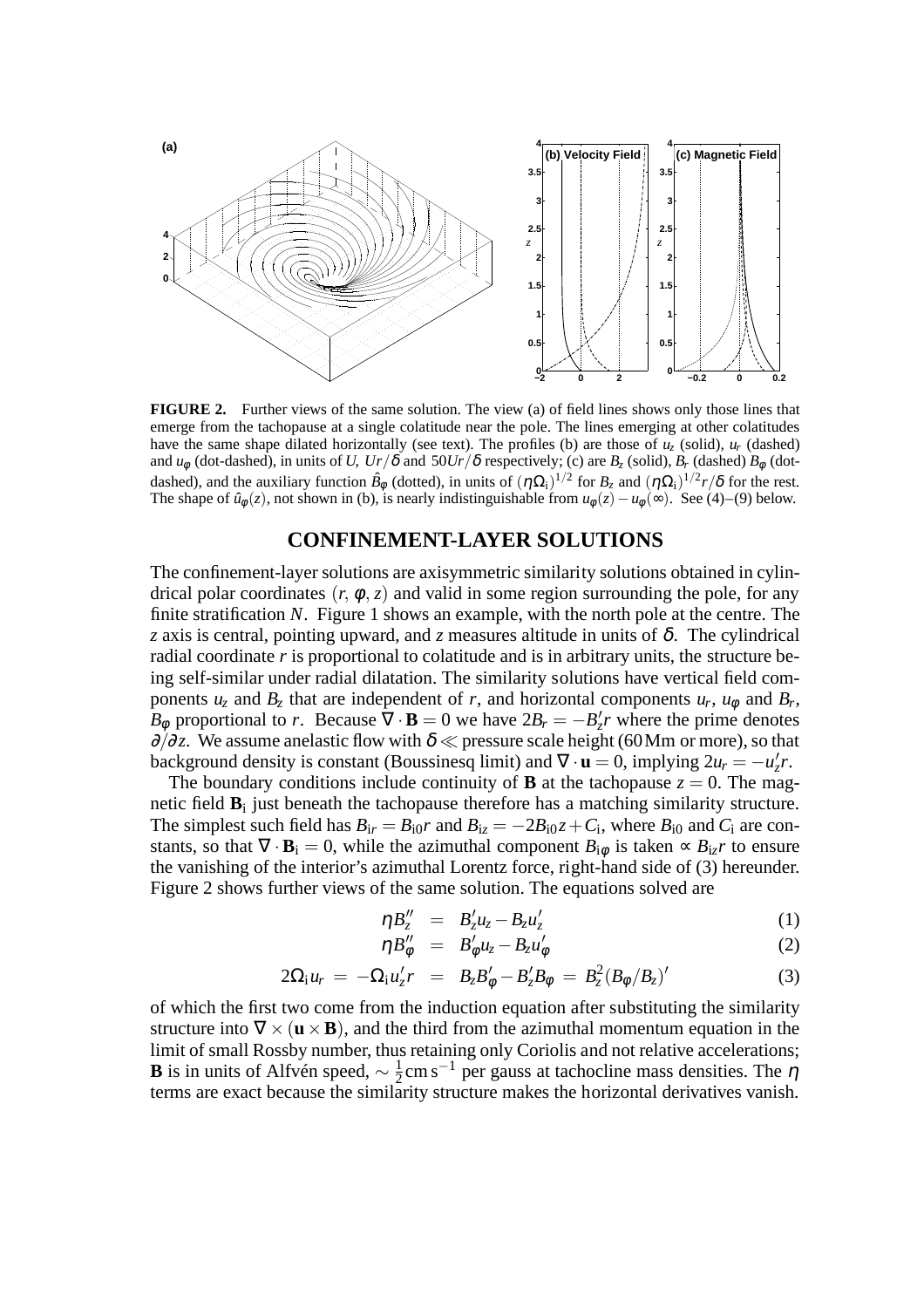**FIGURE 2.** Further views of the same solution. The view (a) of field lines shows only those lines that emerge from the tachopause at a single colatitude near the pole. The lines emerging at other colatitudes have the same shape dilated horizontally (see text). The profiles (b) are those of $u_z$ (solid), $u_r$ (dashed) and $u_\phi$ (dot-dashed), in units of $U$, $Ur/\delta$ and $50Ur/\delta$ respectively; (c) are $B_z$ (solid), $B_r$ (dashed) $B_\phi$ (dot-dashed), and the auxiliary function $\hat{B}_\phi$ (dotted), in units of $(\eta\Omega_{\rm i})^{1/2}$ for $B_z$ and $(\eta\Omega_{\rm i})^{1/2}r/\delta$ for the rest. The shape of $\hat{u}_\phi(z)$, not shown in (b), is nearly indistinguishable from $u_\phi(z) - u_\phi(\infty)$. See (4)–(9) below.

## CONFINEMENT-LAYER SOLUTIONS

The confinement-layer solutions are axisymmetric similarity solutions obtained in cylindrical polar coordinates $(r, \phi, z)$ and valid in some region surrounding the pole, for any finite stratification $N$. Figure 1 shows an example, with the north pole at the centre. The $z$ axis is central, pointing upward, and $z$ measures altitude in units of $\delta$. The cylindrical radial coordinate $r$ is proportional to colatitude and is in arbitrary units, the structure being self-similar under radial dilatation. The similarity solutions have vertical field components $u_z$ and $B_z$ that are independent of $r$, and horizontal components $u_r$, $u_\phi$ and $B_r$, $B_\phi$ proportional to $r$. Because $\nabla \cdot \mathbf{B} = 0$ we have $2B_r = -B_z' r$ where the prime denotes $\partial/\partial z$. We assume anelastic flow with $\delta \ll$ pressure scale height (60 Mm or more), so that background density is constant (Boussinesq limit) and $\nabla \cdot \mathbf{u} = 0$, implying $2u_r = -u_z' r$.

The boundary conditions include continuity of $\mathbf{B}$ at the tachopause $z = 0$. The magnetic field $\mathbf{B}_{\rm i}$ just beneath the tachopause therefore has a matching similarity structure. The simplest such field has $B_{{\rm i}r} = B_{{\rm i}0} r$ and $B_{{\rm i}z} = -2B_{{\rm i}0} z + C_{\rm i}$, where $B_{{\rm i}0}$ and $C_{\rm i}$ are constants, so that $\nabla \cdot \mathbf{B}_{\rm i} = 0$, while the azimuthal component $B_{{\rm i}\phi}$ is taken $\propto B_{{\rm i}z} r$ to ensure the vanishing of the interior's azimuthal Lorentz force, right-hand side of (3) hereunder. Figure 2 shows further views of the same solution. The equations solved are

$$\eta B_z'' \;=\; B_z' u_z - B_z u_z' \tag{1}$$

$$\eta B_\phi'' \;=\; B_\phi' u_z - B_z u_\phi' \tag{2}$$

$$2\Omega_{\rm i} u_r \;=\; -\Omega_{\rm i} u_z' r \;=\; B_z B_\phi' - B_z' B_\phi \;=\; B_z^2 (B_\phi / B_z)' \tag{3}$$

of which the first two come from the induction equation after substituting the similarity structure into $\nabla \times (\mathbf{u} \times \mathbf{B})$, and the third from the azimuthal momentum equation in the limit of small Rossby number, thus retaining only Coriolis and not relative accelerations; $\mathbf{B}$ is in units of Alfvén speed, $\sim \frac{1}{2}\,\mathrm{cm\,s^{-1}}$ per gauss at tachocline mass densities. The $\eta$ terms are exact because the similarity structure makes the horizontal derivatives vanish.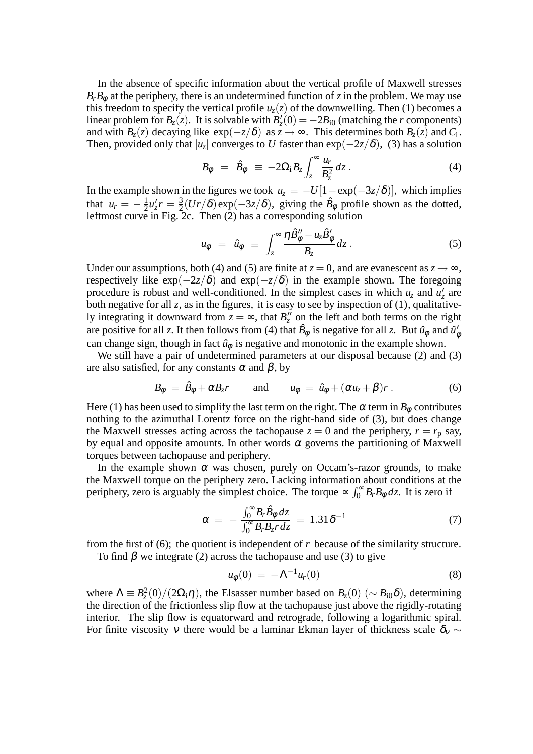In the absence of specific information about the vertical profile of Maxwell stresses $B_r B_\varphi$ at the periphery, there is an undetermined function of $z$ in the problem. We may use this freedom to specify the vertical profile $u_z(z)$ of the downwelling. Then (1) becomes a linear problem for $B_z(z)$. It is solvable with $B_z'(0) = -2B_{\rm i0}$ (matching the $r$ components) and with $B_z(z)$ decaying like $\exp(-z/\delta)$ as $z \to \infty$. This determines both $B_z(z)$ and $C_{\rm i}$. Then, provided only that $|u_z|$ converges to $U$ faster than $\exp(-2z/\delta)$, (3) has a solution

$$B_\varphi \;=\; \hat{B}_\varphi \;\equiv\; -2\Omega_{\rm i} B_z \int_z^\infty \frac{u_r}{B_z^2}\, dz \,. \tag{4}$$

In the example shown in the figures we took $u_z = -U[1 - \exp(-3z/\delta)]$, which implies that $u_r = -\frac{1}{2}u_z' r = \frac{3}{2}(Ur/\delta)\exp(-3z/\delta)$, giving the $\hat{B}_\varphi$ profile shown as the dotted, leftmost curve in Fig. 2c. Then (2) has a corresponding solution

$$u_\varphi \;=\; \hat{u}_\varphi \;\equiv\; \int_z^\infty \frac{\eta \hat{B}_\varphi'' - u_z \hat{B}_\varphi'}{B_z}\, dz \,. \tag{5}$$

Under our assumptions, both (4) and (5) are finite at $z = 0$, and are evanescent as $z \to \infty$, respectively like $\exp(-2z/\delta)$ and $\exp(-z/\delta)$ in the example shown. The foregoing procedure is robust and well-conditioned. In the simplest cases in which $u_z$ and $u_z'$ are both negative for all $z$, as in the figures, it is easy to see by inspection of (1), qualitatively integrating it downward from $z = \infty$, that $B_z''$ on the left and both terms on the right are positive for all $z$. It then follows from (4) that $\hat{B}_\varphi$ is negative for all $z$. But $\hat{u}_\varphi$ and $\hat{u}_\varphi'$ can change sign, though in fact $\hat{u}_\varphi$ is negative and monotonic in the example shown.

We still have a pair of undetermined parameters at our disposal because (2) and (3) are also satisfied, for any constants $\alpha$ and $\beta$, by

$$B_\varphi \;=\; \hat{B}_\varphi + \alpha B_z r \qquad \text{and} \qquad u_\varphi \;=\; \hat{u}_\varphi + (\alpha u_z + \beta) r \,. \tag{6}$$

Here (1) has been used to simplify the last term on the right. The $\alpha$ term in $B_\varphi$ contributes nothing to the azimuthal Lorentz force on the right-hand side of (3), but does change the Maxwell stresses acting across the tachopause $z = 0$ and the periphery, $r = r_{\rm p}$ say, by equal and opposite amounts. In other words $\alpha$ governs the partitioning of Maxwell torques between tachopause and periphery.

In the example shown $\alpha$ was chosen, purely on Occam's-razor grounds, to make the Maxwell torque on the periphery zero. Lacking information about conditions at the periphery, zero is arguably the simplest choice. The torque $\propto \int_0^\infty B_r B_\varphi\, dz$. It is zero if

$$\alpha \;=\; -\,\frac{\int_0^\infty B_r \hat{B}_\varphi\, dz}{\int_0^\infty B_r B_z r\, dz} \;=\; 1.31\,\delta^{-1} \tag{7}$$

from the first of (6); the quotient is independent of $r$ because of the similarity structure.

To find $\beta$ we integrate (2) across the tachopause and use (3) to give

$$u_\varphi(0) \;=\; -\Lambda^{-1} u_r(0) \tag{8}$$

where $\Lambda \equiv B_z^2(0)/(2\Omega_{\rm i}\eta)$, the Elsasser number based on $B_z(0)$ ($\sim B_{\rm i0}\delta$), determining the direction of the frictionless slip flow at the tachopause just above the rigidly-rotating interior. The slip flow is equatorward and retrograde, following a logarithmic spiral. For finite viscosity $\nu$ there would be a laminar Ekman layer of thickness scale $\delta_\nu \sim$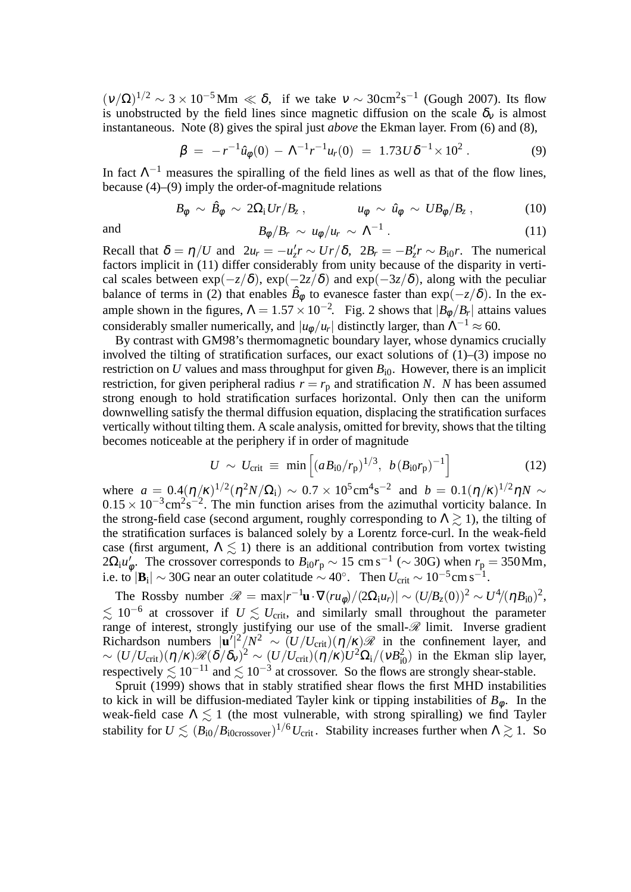$(\nu/\Omega)^{1/2} \sim 3\times10^{-5}\,\mathrm{Mm} \ll \delta$, if we take $\nu \sim 30\mathrm{cm}^2\mathrm{s}^{-1}$ (Gough 2007). Its flow is unobstructed by the field lines since magnetic diffusion on the scale $\delta_\nu$ is almost instantaneous. Note (8) gives the spiral just *above* the Ekman layer. From (6) and (8),

$$\beta \;=\; -r^{-1}\hat{u}_\varphi(0) \,-\, \Lambda^{-1}r^{-1}u_r(0) \;=\; 1.73\,U\delta^{-1}\times10^{2}\;. \tag{9}$$

In fact $\Lambda^{-1}$ measures the spiralling of the field lines as well as that of the flow lines, because (4)–(9) imply the order-of-magnitude relations

$$B_\varphi \;\sim\; \hat{B}_\varphi \;\sim\; 2\Omega_{\mathrm{i}}Ur/B_z\;, \qquad\qquad u_\varphi \;\sim\; \hat{u}_\varphi \;\sim\; UB_\varphi/B_z\;, \tag{10}$$

and

$$B_\varphi/B_r \;\sim\; u_\varphi/u_r \;\sim\; \Lambda^{-1}\;. \tag{11}$$

Recall that $\delta = \eta/U$ and $2u_r = -u_z' r \sim Ur/\delta$, $2B_r = -B_z' r \sim B_{\mathrm{i}0}r$. The numerical factors implicit in (11) differ considerably from unity because of the disparity in vertical scales between $\exp(-z/\delta)$, $\exp(-2z/\delta)$ and $\exp(-3z/\delta)$, along with the peculiar balance of terms in (2) that enables $\hat{B}_\varphi$ to evanesce faster than $\exp(-z/\delta)$. In the example shown in the figures, $\Lambda = 1.57\times10^{-2}$. Fig. 2 shows that $|B_\varphi/B_r|$ attains values considerably smaller numerically, and $|u_\varphi/u_r|$ distinctly larger, than $\Lambda^{-1}\approx 60$.

By contrast with GM98's thermomagnetic boundary layer, whose dynamics crucially involved the tilting of stratification surfaces, our exact solutions of (1)–(3) impose no restriction on $U$ values and mass throughput for given $B_{\mathrm{i}0}$. However, there is an implicit restriction, for given peripheral radius $r = r_{\mathrm{p}}$ and stratification $N$. $N$ has been assumed strong enough to hold stratification surfaces horizontal. Only then can the uniform downwelling satisfy the thermal diffusion equation, displacing the stratification surfaces vertically without tilting them. A scale analysis, omitted for brevity, shows that the tilting becomes noticeable at the periphery if in order of magnitude

$$U \;\sim\; U_{\mathrm{crit}} \;\equiv\; \min\Big[(aB_{\mathrm{i}0}/r_{\mathrm{p}})^{1/3},\;\; b\,(B_{\mathrm{i}0}r_{\mathrm{p}})^{-1}\Big] \tag{12}$$

where $a = 0.4(\eta/\kappa)^{1/2}(\eta^2N/\Omega_{\mathrm{i}}) \sim 0.7\times10^5\mathrm{cm}^4\mathrm{s}^{-2}$ and $b = 0.1(\eta/\kappa)^{1/2}\eta N \sim 0.15\times10^{-3}\mathrm{cm}^2\mathrm{s}^{-2}$. The min function arises from the azimuthal vorticity balance. In the strong-field case (second argument, roughly corresponding to $\Lambda \gtrsim 1$), the tilting of the stratification surfaces is balanced solely by a Lorentz force-curl. In the weak-field case (first argument, $\Lambda \lesssim 1$) there is an additional contribution from vortex twisting $2\Omega_{\mathrm{i}}u_\varphi'$. The crossover corresponds to $B_{\mathrm{i}0}r_{\mathrm{p}} \sim 15\ \mathrm{cm\,s}^{-1}$ ($\sim 30$G) when $r_{\mathrm{p}} = 350\,\mathrm{Mm}$, i.e. to $|\mathbf{B}_{\mathrm{i}}| \sim 30$G near an outer colatitude $\sim 40^\circ$. Then $U_{\mathrm{crit}} \sim 10^{-5}\mathrm{cm\,s}^{-1}$.

The Rossby number $\mathscr{R} = \max|r^{-1}\mathbf{u}\cdot\nabla(ru_\varphi)/(2\Omega_{\mathrm{i}}u_r)| \sim (U/B_z(0))^2 \sim U^4/(\eta B_{\mathrm{i}0})^2$, $\lesssim 10^{-6}$ at crossover if $U \lesssim U_{\mathrm{crit}}$, and similarly small throughout the parameter range of interest, strongly justifying our use of the small-$\mathscr{R}$ limit. Inverse gradient Richardson numbers $|\mathbf{u}'|^2/N^2 \sim (U/U_{\mathrm{crit}})(\eta/\kappa)\mathscr{R}$ in the confinement layer, and $\sim (U/U_{\mathrm{crit}})(\eta/\kappa)\mathscr{R}(\delta/\delta_\nu)^2 \sim (U/U_{\mathrm{crit}})(\eta/\kappa)U^2\Omega_{\mathrm{i}}/(\nu B_{\mathrm{i}0}^2)$ in the Ekman slip layer, respectively $\lesssim 10^{-11}$ and $\lesssim 10^{-3}$ at crossover. So the flows are strongly shear-stable.

Spruit (1999) shows that in stably stratified shear flows the first MHD instabilities to kick in will be diffusion-mediated Tayler kink or tipping instabilities of $B_\varphi$. In the weak-field case $\Lambda \lesssim 1$ (the most vulnerable, with strong spiralling) we find Tayler stability for $U \lesssim (B_{\mathrm{i}0}/B_{\mathrm{i}0\mathrm{crossover}})^{1/6}U_{\mathrm{crit}}$. Stability increases further when $\Lambda \gtrsim 1$. So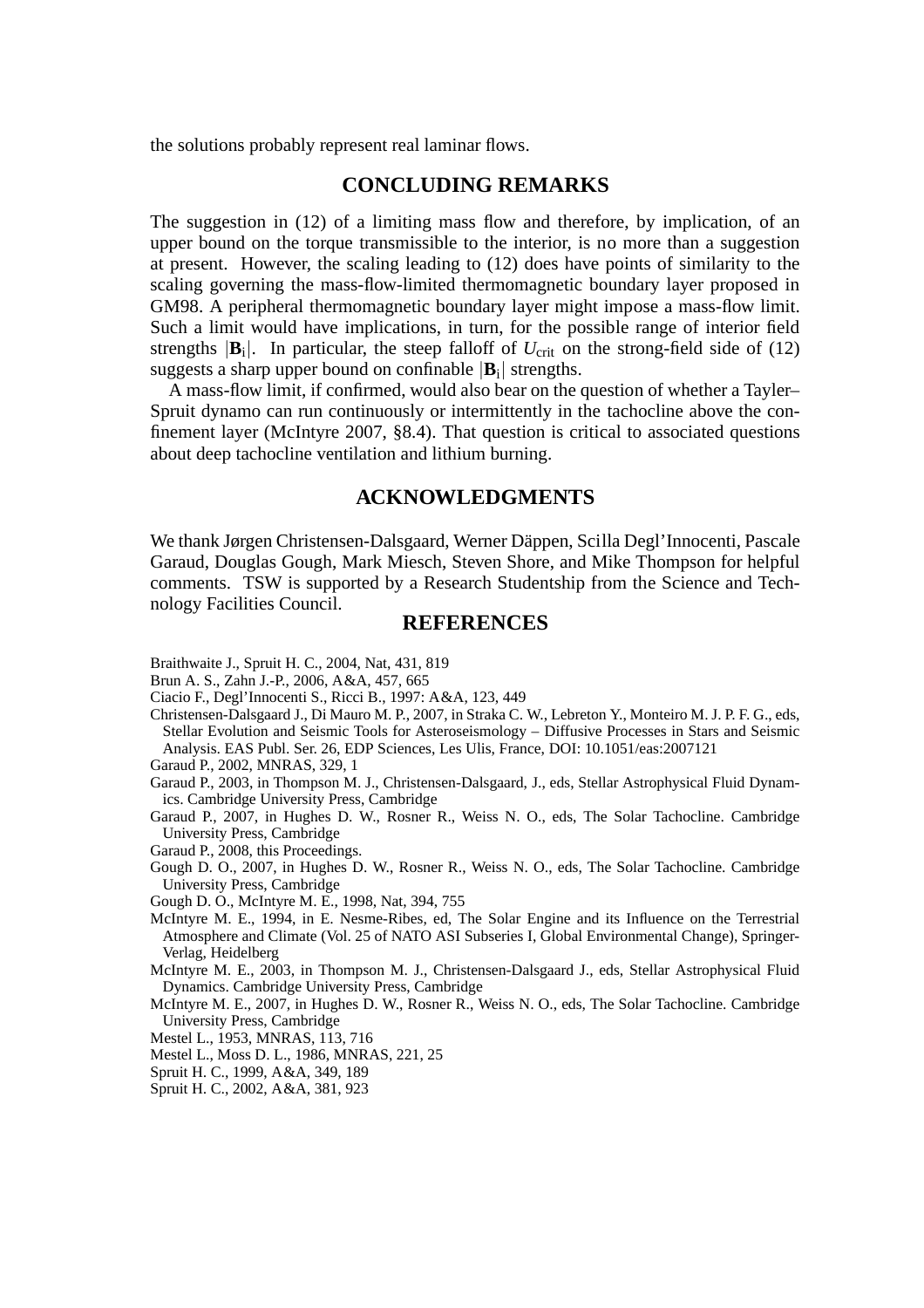the solutions probably represent real laminar flows.

## CONCLUDING REMARKS

The suggestion in (12) of a limiting mass flow and therefore, by implication, of an upper bound on the torque transmissible to the interior, is no more than a suggestion at present. However, the scaling leading to (12) does have points of similarity to the scaling governing the mass-flow-limited thermomagnetic boundary layer proposed in GM98. A peripheral thermomagnetic boundary layer might impose a mass-flow limit. Such a limit would have implications, in turn, for the possible range of interior field strengths $|\mathbf{B}_{\rm i}|$. In particular, the steep falloff of $U_{\rm crit}$ on the strong-field side of (12) suggests a sharp upper bound on confinable $|\mathbf{B}_{\rm i}|$ strengths.

A mass-flow limit, if confirmed, would also bear on the question of whether a Tayler–Spruit dynamo can run continuously or intermittently in the tachocline above the confinement layer (McIntyre 2007, §8.4). That question is critical to associated questions about deep tachocline ventilation and lithium burning.

## ACKNOWLEDGMENTS

We thank Jørgen Christensen-Dalsgaard, Werner Däppen, Scilla Degl'Innocenti, Pascale Garaud, Douglas Gough, Mark Miesch, Steven Shore, and Mike Thompson for helpful comments. TSW is supported by a Research Studentship from the Science and Technology Facilities Council.

## REFERENCES

Braithwaite J., Spruit H. C., 2004, Nat, 431, 819

Brun A. S., Zahn J.-P., 2006, A&A, 457, 665

Ciacio F., Degl'Innocenti S., Ricci B., 1997: A&A, 123, 449

Christensen-Dalsgaard J., Di Mauro M. P., 2007, in Straka C. W., Lebreton Y., Monteiro M. J. P. F. G., eds, Stellar Evolution and Seismic Tools for Asteroseismology – Diffusive Processes in Stars and Seismic Analysis. EAS Publ. Ser. 26, EDP Sciences, Les Ulis, France, DOI: 10.1051/eas:2007121

Garaud P., 2002, MNRAS, 329, 1

Garaud P., 2003, in Thompson M. J., Christensen-Dalsgaard, J., eds, Stellar Astrophysical Fluid Dynamics. Cambridge University Press, Cambridge

Garaud P., 2007, in Hughes D. W., Rosner R., Weiss N. O., eds, The Solar Tachocline. Cambridge University Press, Cambridge

Garaud P., 2008, this Proceedings.

Gough D. O., 2007, in Hughes D. W., Rosner R., Weiss N. O., eds, The Solar Tachocline. Cambridge University Press, Cambridge

Gough D. O., McIntyre M. E., 1998, Nat, 394, 755

McIntyre M. E., 1994, in E. Nesme-Ribes, ed, The Solar Engine and its Influence on the Terrestrial Atmosphere and Climate (Vol. 25 of NATO ASI Subseries I, Global Environmental Change), Springer-Verlag, Heidelberg

McIntyre M. E., 2003, in Thompson M. J., Christensen-Dalsgaard J., eds, Stellar Astrophysical Fluid Dynamics. Cambridge University Press, Cambridge

McIntyre M. E., 2007, in Hughes D. W., Rosner R., Weiss N. O., eds, The Solar Tachocline. Cambridge University Press, Cambridge

Mestel L., 1953, MNRAS, 113, 716

Mestel L., Moss D. L., 1986, MNRAS, 221, 25

Spruit H. C., 1999, A&A, 349, 189

Spruit H. C., 2002, A&A, 381, 923